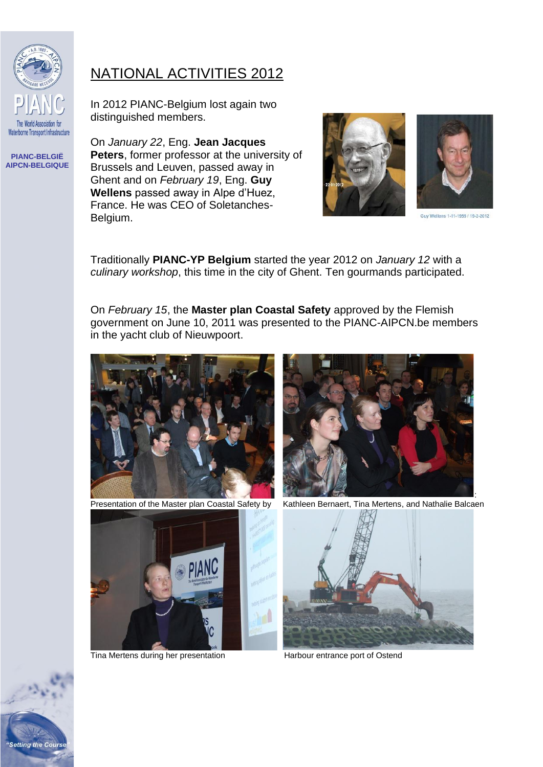PIANC-BELGIË
AIPCN-BELGIQUE

# NATIONAL ACTIVITIES 2012

In 2012 PIANC-Belgium lost again two distinguished members.

On *January 22*, Eng. **Jean Jacques Peters**, former professor at the university of Brussels and Leuven, passed away in Ghent and on *February 19*, Eng. **Guy Wellens** passed away in Alpe d'Huez, France. He was CEO of Soletanches-Belgium.

Guy Wellens 1-11-1955 / 19-2-2012

Traditionally **PIANC-YP Belgium** started the year 2012 on *January 12* with a *culinary workshop*, this time in the city of Ghent. Ten gourmands participated.

On *February 15*, the **Master plan Coastal Safety** approved by the Flemish government on June 10, 2011 was presented to the PIANC-AIPCN.be members in the yacht club of Nieuwpoort.

Presentation of the Master plan Coastal Safety by: Kathleen Bernaert, Tina Mertens, and Nathalie Balcaen

Tina Mertens during her presentation

Harbour entrance port of Ostend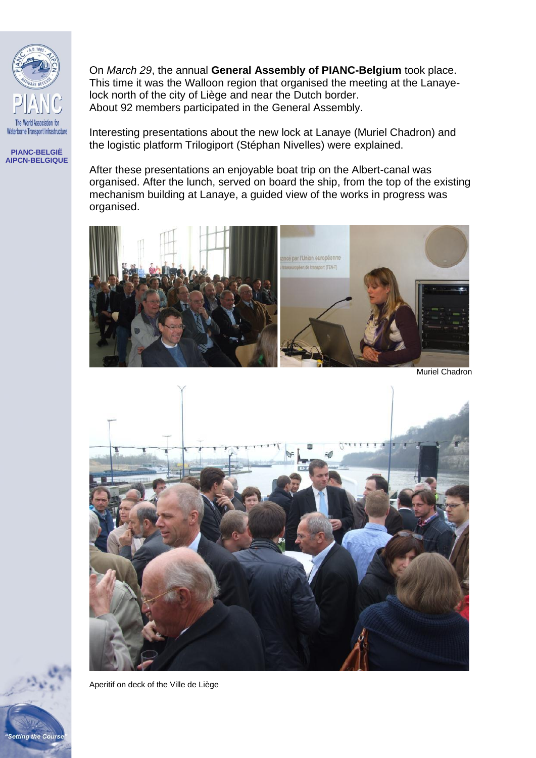On *March 29*, the annual **General Assembly of PIANC-Belgium** took place. This time it was the Walloon region that organised the meeting at the Lanaye-lock north of the city of Liège and near the Dutch border.
About 92 members participated in the General Assembly.

Interesting presentations about the new lock at Lanaye (Muriel Chadron) and the logistic platform Trilogiport (Stéphan Nivelles) were explained.

After these presentations an enjoyable boat trip on the Albert-canal was organised. After the lunch, served on board the ship, from the top of the existing mechanism building at Lanaye, a guided view of the works in progress was organised.

Muriel Chadron

Aperitif on deck of the Ville de Liège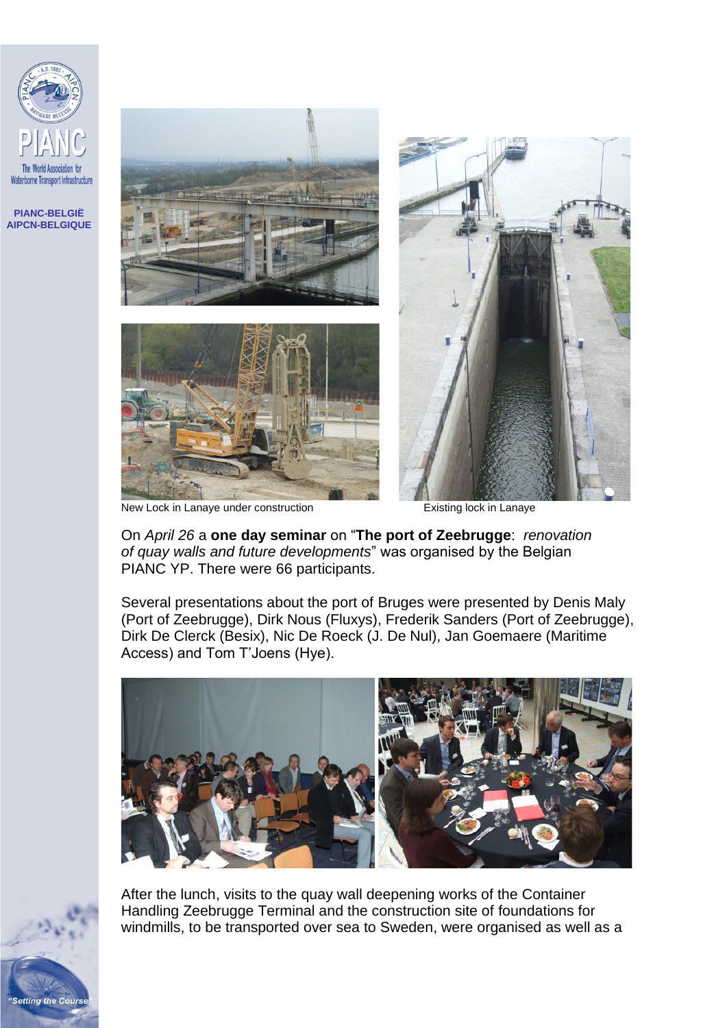New Lock in Lanaye under construction

Existing lock in Lanaye

On *April 26* a **one day seminar** on “**The port of Zeebrugge**: *renovation of quay walls and future developments*” was organised by the Belgian PIANC YP. There were 66 participants.

Several presentations about the port of Bruges were presented by Denis Maly (Port of Zeebrugge), Dirk Nous (Fluxys), Frederik Sanders (Port of Zeebrugge), Dirk De Clerck (Besix), Nic De Roeck (J. De Nul), Jan Goemaere (Maritime Access) and Tom T’Joens (Hye).

After the lunch, visits to the quay wall deepening works of the Container Handling Zeebrugge Terminal and the construction site of foundations for windmills, to be transported over sea to Sweden, were organised as well as a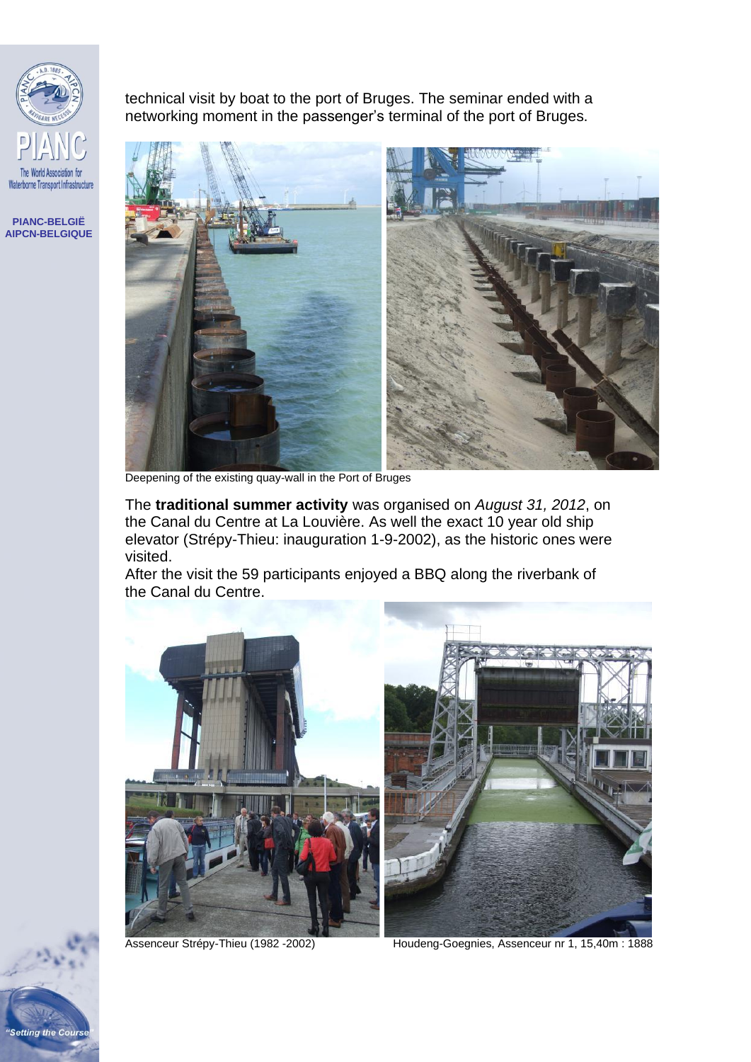technical visit by boat to the port of Bruges. The seminar ended with a networking moment in the passenger's terminal of the port of Bruges.

Deepening of the existing quay-wall in the Port of Bruges

The **traditional summer activity** was organised on *August 31, 2012*, on the Canal du Centre at La Louvière. As well the exact 10 year old ship elevator (Strépy-Thieu: inauguration 1-9-2002), as the historic ones were visited.

After the visit the 59 participants enjoyed a BBQ along the riverbank of the Canal du Centre.

Assenceur Strépy-Thieu (1982 -2002)

Houdeng-Goegnies, Assenceur nr 1, 15,40m : 1888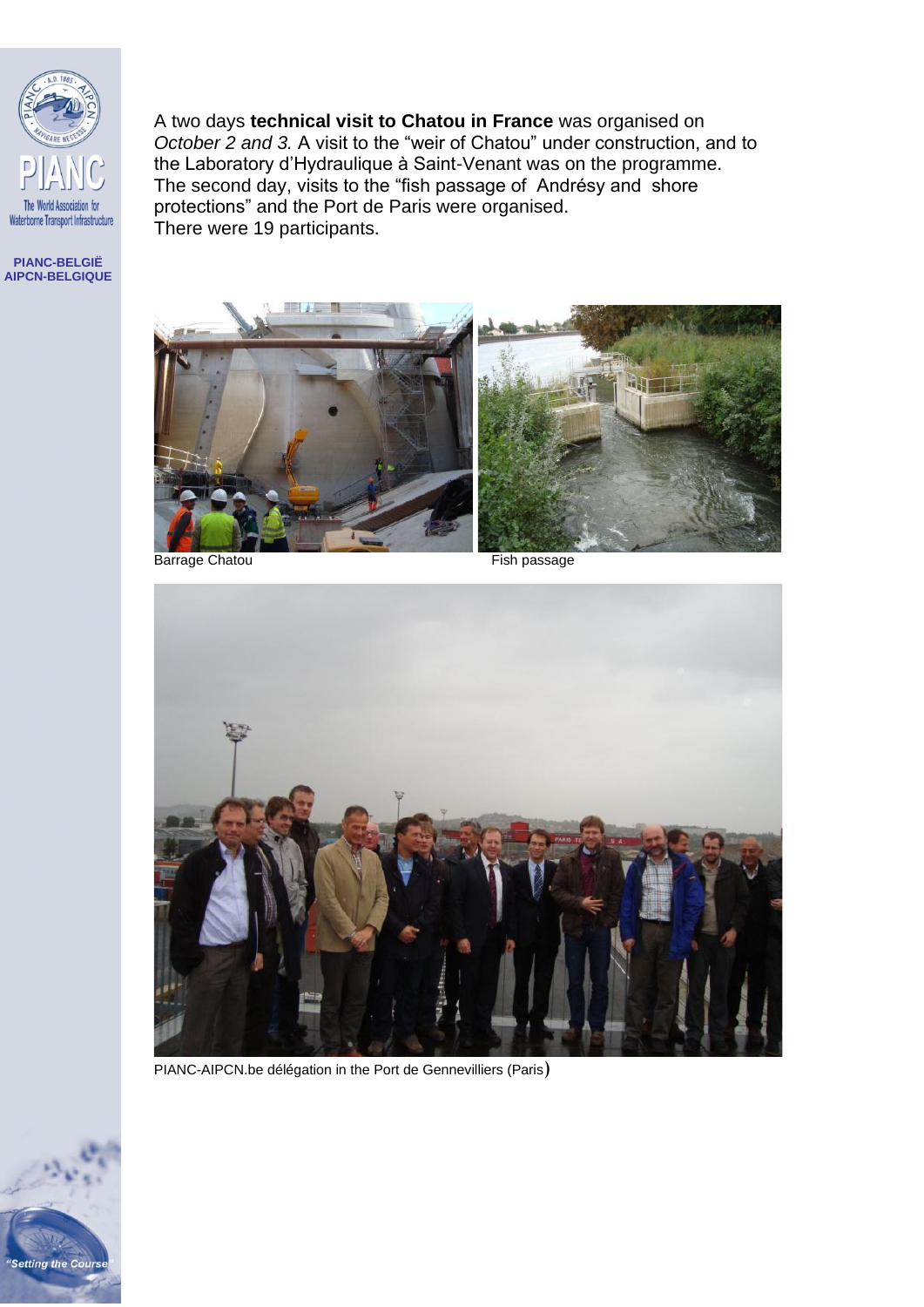A two days **technical visit to Chatou in France** was organised on *October 2 and 3.* A visit to the "weir of Chatou" under construction, and to the Laboratory d'Hydraulique à Saint-Venant was on the programme. The second day, visits to the "fish passage of Andrésy and shore protections" and the Port de Paris were organised.
There were 19 participants.

Barrage Chatou

Fish passage

PIANC-AIPCN.be délégation in the Port de Gennevilliers (Paris)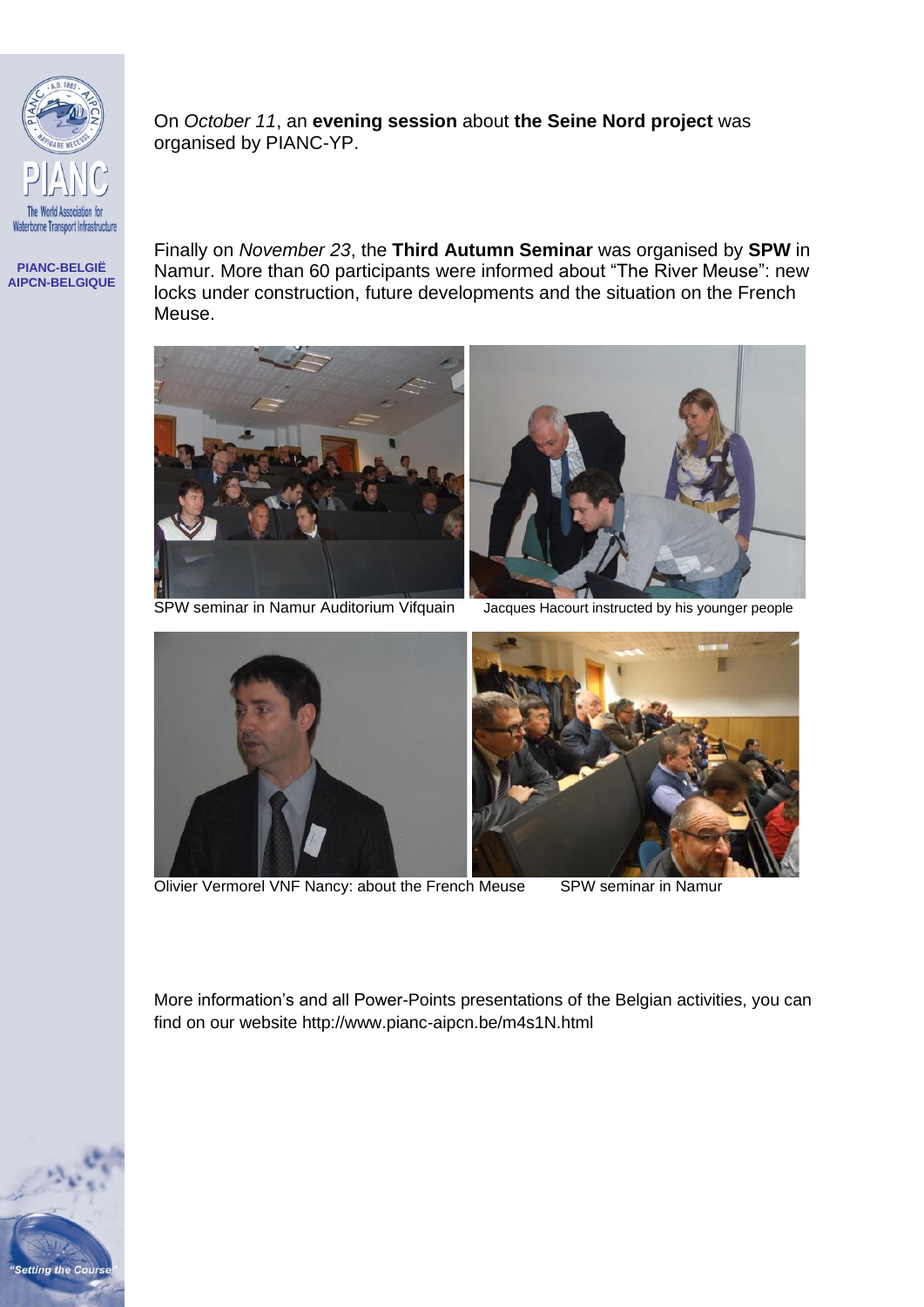On *October 11*, an **evening session** about **the Seine Nord project** was organised by PIANC-YP.

Finally on *November 23*, the **Third Autumn Seminar** was organised by **SPW** in Namur. More than 60 participants were informed about “The River Meuse”: new locks under construction, future developments and the situation on the French Meuse.

SPW seminar in Namur Auditorium Vifquain

Jacques Hacourt instructed by his younger people

Olivier Vermorel VNF Nancy: about the French Meuse

SPW seminar in Namur

More information’s and all Power-Points presentations of the Belgian activities, you can find on our website http://www.pianc-aipcn.be/m4s1N.html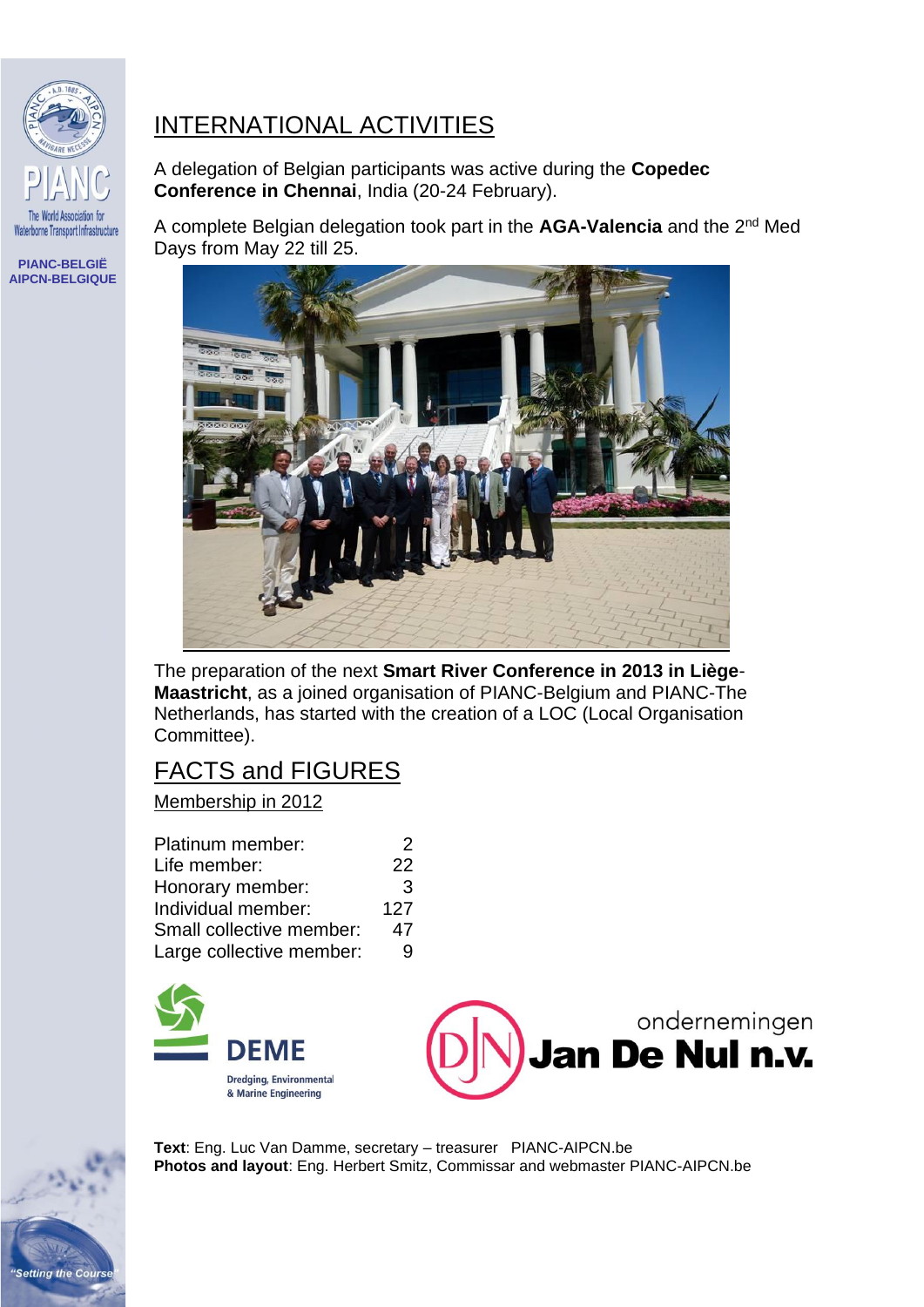## INTERNATIONAL ACTIVITIES

A delegation of Belgian participants was active during the **Copedec Conference in Chennai**, India (20-24 February).

A complete Belgian delegation took part in the **AGA-Valencia** and the 2nd Med Days from May 22 till 25.

The preparation of the next **Smart River Conference in 2013 in Liège-Maastricht**, as a joined organisation of PIANC-Belgium and PIANC-The Netherlands, has started with the creation of a LOC (Local Organisation Committee).

## FACTS and FIGURES

Membership in 2012

| | |
|---|---|
| Platinum member: | 2 |
| Life member: | 22 |
| Honorary member: | 3 |
| Individual member: | 127 |
| Small collective member: | 47 |
| Large collective member: | 9 |

**Text**: Eng. Luc Van Damme, secretary – treasurer PIANC-AIPCN.be
**Photos and layout**: Eng. Herbert Smitz, Commissar and webmaster PIANC-AIPCN.be